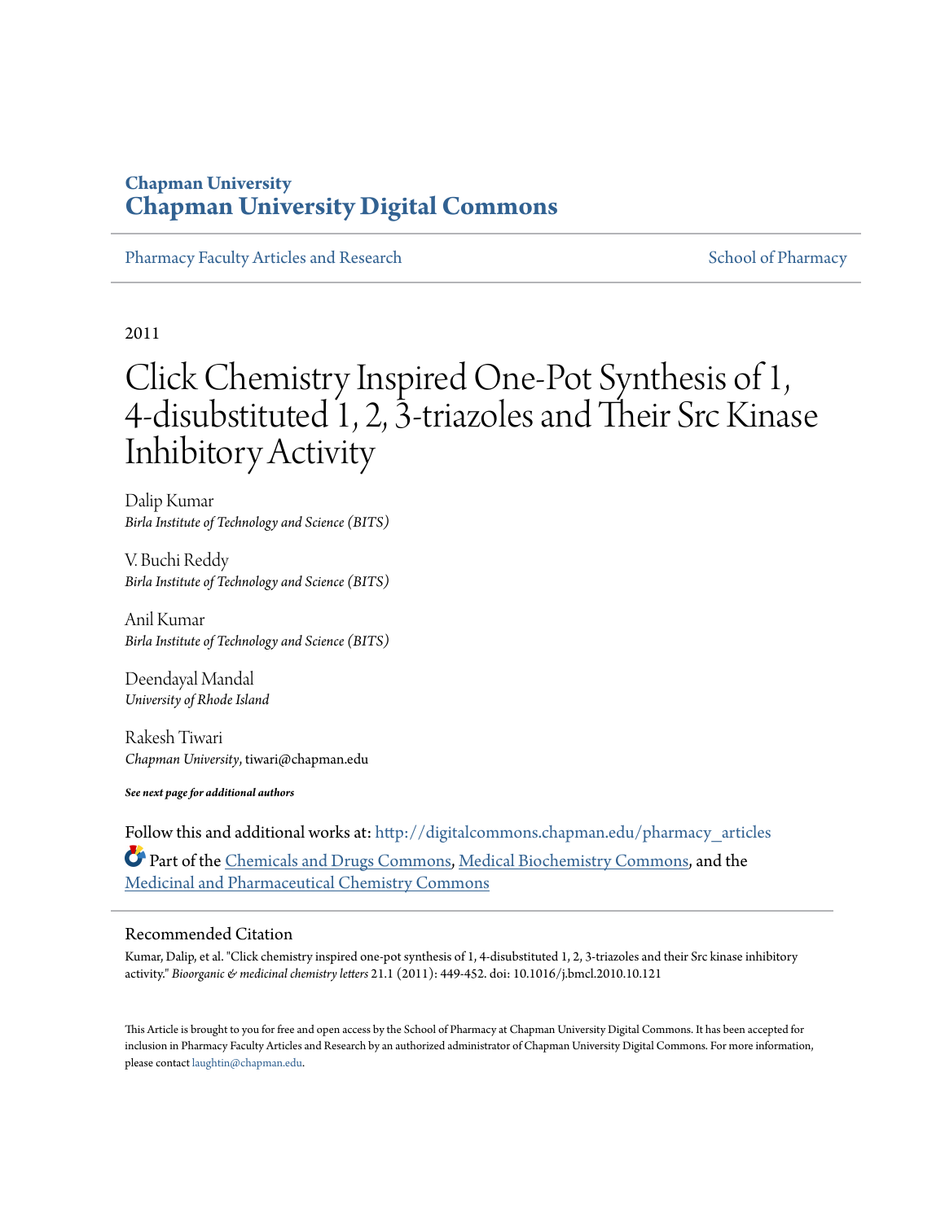# Chapman University
# Chapman University Digital Commons

Pharmacy Faculty Articles and Research

School of Pharmacy

2011

# Click Chemistry Inspired One-Pot Synthesis of 1, 4-disubstituted 1, 2, 3-triazoles and Their Src Kinase Inhibitory Activity

Dalip Kumar
*Birla Institute of Technology and Science (BITS)*

V. Buchi Reddy
*Birla Institute of Technology and Science (BITS)*

Anil Kumar
*Birla Institute of Technology and Science (BITS)*

Deendayal Mandal
*University of Rhode Island*

Rakesh Tiwari
*Chapman University*, tiwari@chapman.edu

***See next page for additional authors***

Follow this and additional works at: http://digitalcommons.chapman.edu/pharmacy_articles

Part of the Chemicals and Drugs Commons, Medical Biochemistry Commons, and the Medicinal and Pharmaceutical Chemistry Commons

## Recommended Citation

Kumar, Dalip, et al. "Click chemistry inspired one-pot synthesis of 1, 4-disubstituted 1, 2, 3-triazoles and their Src kinase inhibitory activity." *Bioorganic & medicinal chemistry letters* 21.1 (2011): 449-452. doi: 10.1016/j.bmcl.2010.10.121

This Article is brought to you for free and open access by the School of Pharmacy at Chapman University Digital Commons. It has been accepted for inclusion in Pharmacy Faculty Articles and Research by an authorized administrator of Chapman University Digital Commons. For more information, please contact laughtin@chapman.edu.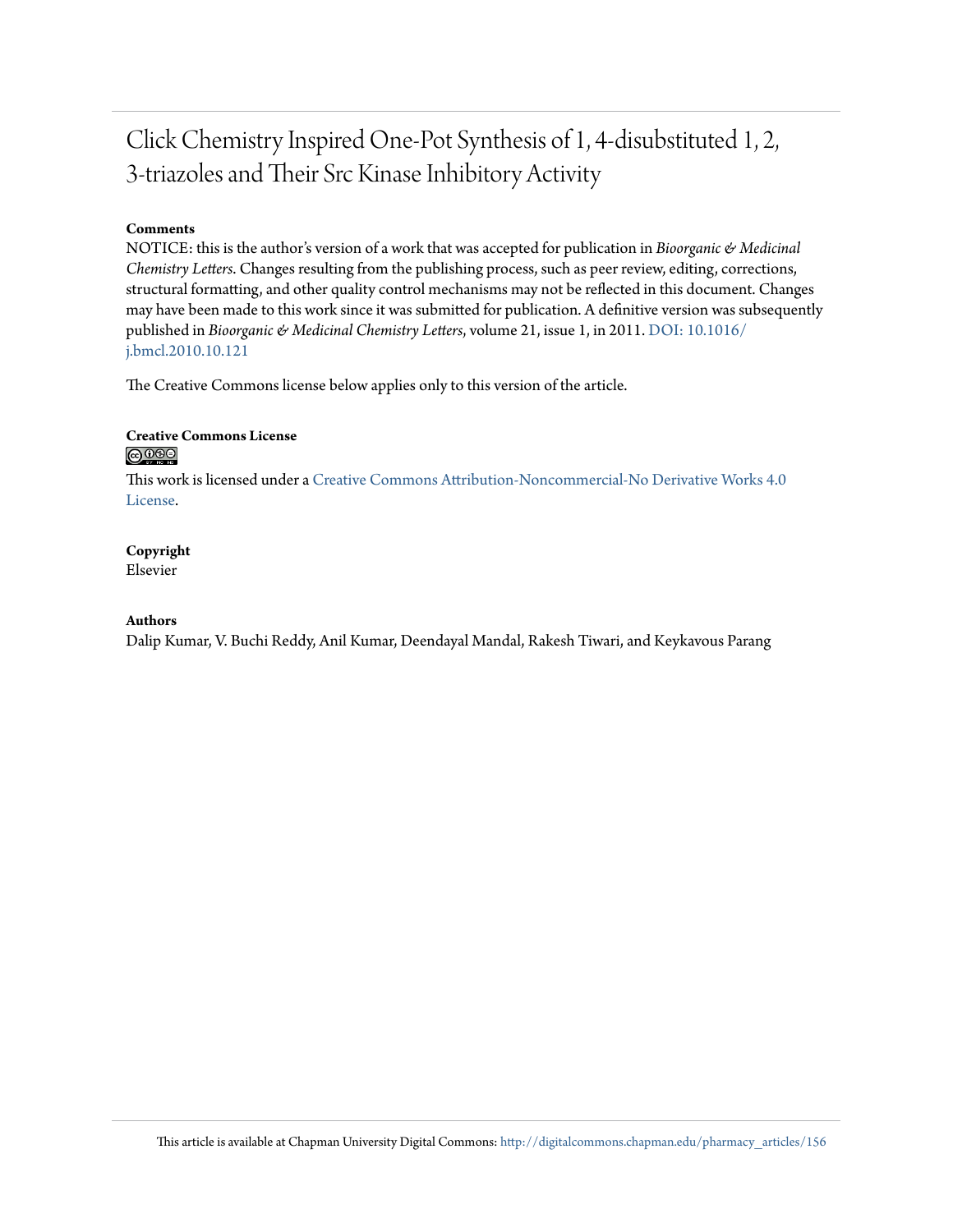# Click Chemistry Inspired One-Pot Synthesis of 1, 4-disubstituted 1, 2, 3-triazoles and Their Src Kinase Inhibitory Activity

**Comments**

NOTICE: this is the author's version of a work that was accepted for publication in *Bioorganic & Medicinal Chemistry Letters*. Changes resulting from the publishing process, such as peer review, editing, corrections, structural formatting, and other quality control mechanisms may not be reflected in this document. Changes may have been made to this work since it was submitted for publication. A definitive version was subsequently published in *Bioorganic & Medicinal Chemistry Letters*, volume 21, issue 1, in 2011. DOI: 10.1016/j.bmcl.2010.10.121

The Creative Commons license below applies only to this version of the article.

**Creative Commons License**

This work is licensed under a Creative Commons Attribution-Noncommercial-No Derivative Works 4.0 License.

**Copyright**

Elsevier

**Authors**

Dalip Kumar, V. Buchi Reddy, Anil Kumar, Deendayal Mandal, Rakesh Tiwari, and Keykavous Parang

This article is available at Chapman University Digital Commons: http://digitalcommons.chapman.edu/pharmacy_articles/156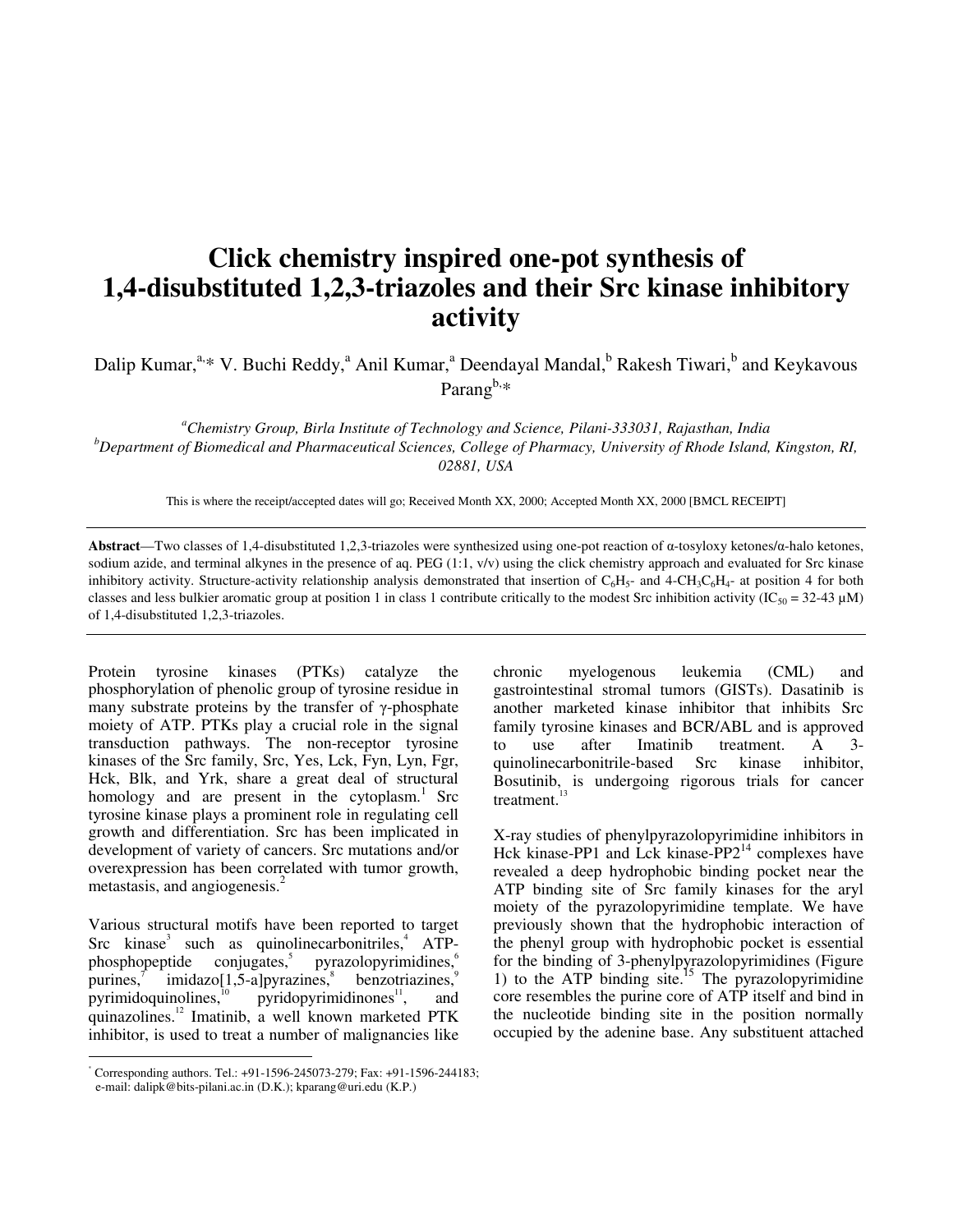# Click chemistry inspired one-pot synthesis of 1,4-disubstituted 1,2,3-triazoles and their Src kinase inhibitory activity

Dalip Kumar,[a,*] V. Buchi Reddy,[a] Anil Kumar,[a] Deendayal Mandal,[b] Rakesh Tiwari,[b] and Keykavous Parang[b,*]

[a]*Chemistry Group, Birla Institute of Technology and Science, Pilani-333031, Rajasthan, India*
[b]*Department of Biomedical and Pharmaceutical Sciences, College of Pharmacy, University of Rhode Island, Kingston, RI, 02881, USA*

This is where the receipt/accepted dates will go; Received Month XX, 2000; Accepted Month XX, 2000 [BMCL RECEIPT]

---

**Abstract**—Two classes of 1,4-disubstituted 1,2,3-triazoles were synthesized using one-pot reaction of α-tosyloxy ketones/α-halo ketones, sodium azide, and terminal alkynes in the presence of aq. PEG (1:1, v/v) using the click chemistry approach and evaluated for Src kinase inhibitory activity. Structure-activity relationship analysis demonstrated that insertion of $C_6H_5$- and 4-$CH_3C_6H_4$- at position 4 for both classes and less bulkier aromatic group at position 1 in class 1 contribute critically to the modest Src inhibition activity ($IC_{50}$ = 32-43 μM) of 1,4-disubstituted 1,2,3-triazoles.

---

Protein tyrosine kinases (PTKs) catalyze the phosphorylation of phenolic group of tyrosine residue in many substrate proteins by the transfer of γ-phosphate moiety of ATP. PTKs play a crucial role in the signal transduction pathways. The non-receptor tyrosine kinases of the Src family, Src, Yes, Lck, Fyn, Lyn, Fgr, Hck, Blk, and Yrk, share a great deal of structural homology and are present in the cytoplasm.[1] Src tyrosine kinase plays a prominent role in regulating cell growth and differentiation. Src has been implicated in development of variety of cancers. Src mutations and/or overexpression has been correlated with tumor growth, metastasis, and angiogenesis.[2]

Various structural motifs have been reported to target Src kinase[3] such as quinolinecarbonitriles,[4] ATP-phosphopeptide conjugates,[5] pyrazolopyrimidines,[6] purines,[7] imidazo[1,5-a]pyrazines,[8] benzotriazines,[9] pyrimidoquinolines,[10] pyridopyrimidinones[11], and quinazolines.[12] Imatinib, a well known marketed PTK inhibitor, is used to treat a number of malignancies like chronic myelogenous leukemia (CML) and gastrointestinal stromal tumors (GISTs). Dasatinib is another marketed kinase inhibitor that inhibits Src family tyrosine kinases and BCR/ABL and is approved to use after Imatinib treatment. A 3-quinolinecarbonitrile-based Src kinase inhibitor, Bosutinib, is undergoing rigorous trials for cancer treatment.[13]

X-ray studies of phenylpyrazolopyrimidine inhibitors in Hck kinase-PP1 and Lck kinase-PP2[14] complexes have revealed a deep hydrophobic binding pocket near the ATP binding site of Src family kinases for the aryl moiety of the pyrazolopyrimidine template. We have previously shown that the hydrophobic interaction of the phenyl group with hydrophobic pocket is essential for the binding of 3-phenylpyrazolopyrimidines (Figure 1) to the ATP binding site.[15] The pyrazolopyrimidine core resembles the purine core of ATP itself and bind in the nucleotide binding site in the position normally occupied by the adenine base. Any substituent attached

---

[*] Corresponding authors. Tel.: +91-1596-245073-279; Fax: +91-1596-244183; e-mail: dalipk@bits-pilani.ac.in (D.K.); kparang@uri.edu (K.P.)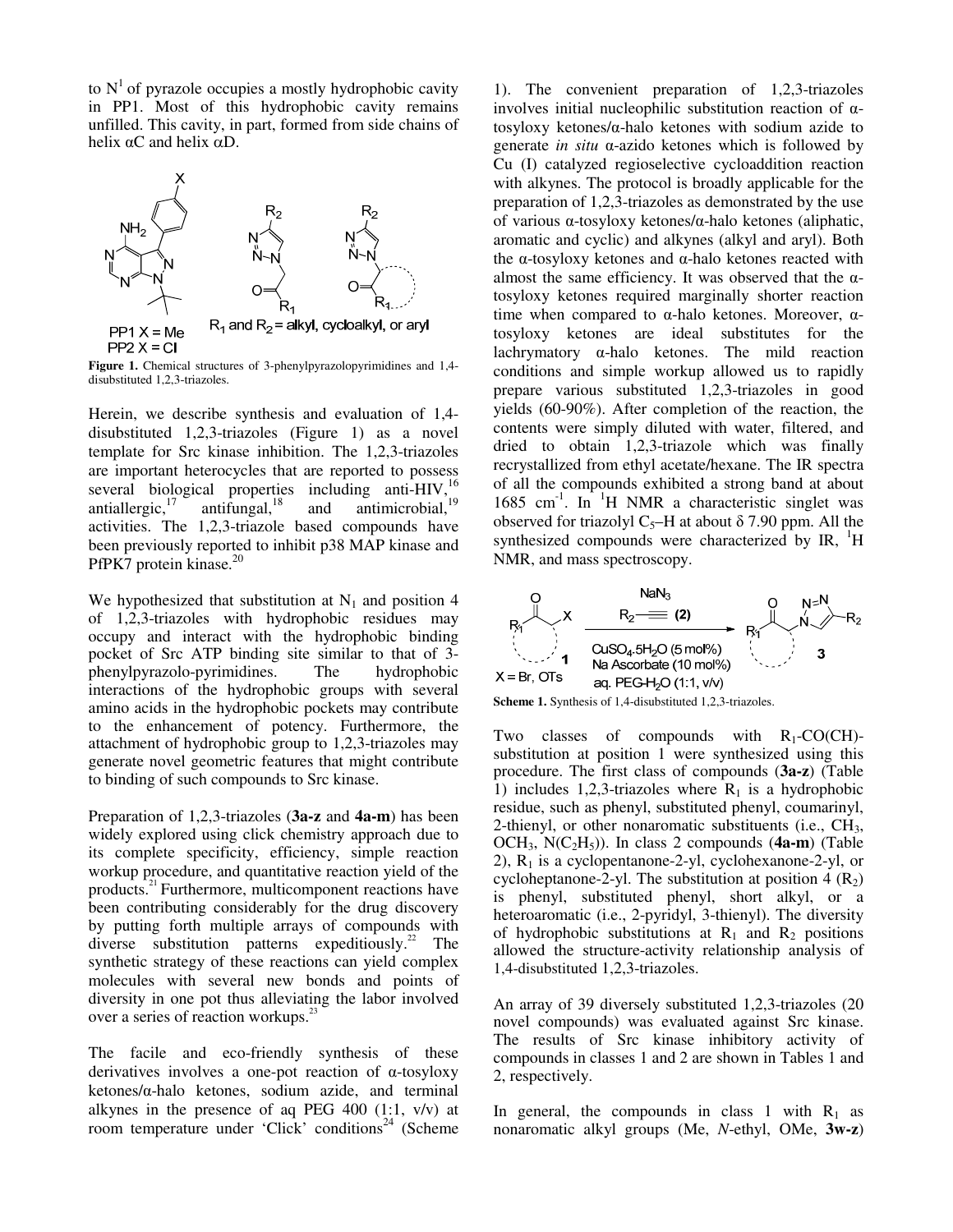to $N^1$ of pyrazole occupies a mostly hydrophobic cavity in PP1. Most of this hydrophobic cavity remains unfilled. This cavity, in part, formed from side chains of helix αC and helix αD.

**Figure 1.** Chemical structures of 3-phenylpyrazolopyrimidines and 1,4-disubstituted 1,2,3-triazoles.

Herein, we describe synthesis and evaluation of 1,4-disubstituted 1,2,3-triazoles (Figure 1) as a novel template for Src kinase inhibition. The 1,2,3-triazoles are important heterocycles that are reported to possess several biological properties including anti-HIV,[16] antiallergic,[17] antifungal,[18] and antimicrobial,[19] activities. The 1,2,3-triazole based compounds have been previously reported to inhibit p38 MAP kinase and PfPK7 protein kinase.[20]

We hypothesized that substitution at $N_1$ and position 4 of 1,2,3-triazoles with hydrophobic residues may occupy and interact with the hydrophobic binding pocket of Src ATP binding site similar to that of 3-phenylpyrazolo-pyrimidines. The hydrophobic interactions of the hydrophobic groups with several amino acids in the hydrophobic pockets may contribute to the enhancement of potency. Furthermore, the attachment of hydrophobic group to 1,2,3-triazoles may generate novel geometric features that might contribute to binding of such compounds to Src kinase.

Preparation of 1,2,3-triazoles (**3a-z** and **4a-m**) has been widely explored using click chemistry approach due to its complete specificity, efficiency, simple reaction workup procedure, and quantitative reaction yield of the products.[21] Furthermore, multicomponent reactions have been contributing considerably for the drug discovery by putting forth multiple arrays of compounds with diverse substitution patterns expeditiously.[22] The synthetic strategy of these reactions can yield complex molecules with several new bonds and points of diversity in one pot thus alleviating the labor involved over a series of reaction workups.[23]

The facile and eco-friendly synthesis of these derivatives involves a one-pot reaction of α-tosyloxy ketones/α-halo ketones, sodium azide, and terminal alkynes in the presence of aq PEG 400 (1:1, v/v) at room temperature under 'Click' conditions[24] (Scheme 1). The convenient preparation of 1,2,3-triazoles involves initial nucleophilic substitution reaction of α-tosyloxy ketones/α-halo ketones with sodium azide to generate *in situ* α-azido ketones which is followed by Cu (I) catalyzed regioselective cycloaddition reaction with alkynes. The protocol is broadly applicable for the preparation of 1,2,3-triazoles as demonstrated by the use of various α-tosyloxy ketones/α-halo ketones (aliphatic, aromatic and cyclic) and alkynes (alkyl and aryl). Both the α-tosyloxy ketones and α-halo ketones reacted with almost the same efficiency. It was observed that the α-tosyloxy ketones required marginally shorter reaction time when compared to α-halo ketones. Moreover, α-tosyloxy ketones are ideal substitutes for the lachrymatory α-halo ketones. The mild reaction conditions and simple workup allowed us to rapidly prepare various substituted 1,2,3-triazoles in good yields (60-90%). After completion of the reaction, the contents were simply diluted with water, filtered, and dried to obtain 1,2,3-triazole which was finally recrystallized from ethyl acetate/hexane. The IR spectra of all the compounds exhibited a strong band at about 1685 $cm^{-1}$. In $^1H$ NMR a characteristic singlet was observed for triazolyl $C_5$–H at about δ 7.90 ppm. All the synthesized compounds were characterized by IR, $^1H$ NMR, and mass spectroscopy.

**Scheme 1.** Synthesis of 1,4-disubstituted 1,2,3-triazoles.

Two classes of compounds with $R_1$-CO(CH)-substitution at position 1 were synthesized using this procedure. The first class of compounds (**3a-z**) (Table 1) includes 1,2,3-triazoles where $R_1$ is a hydrophobic residue, such as phenyl, substituted phenyl, coumarinyl, 2-thienyl, or other nonaromatic substituents (i.e., $CH_3$, $OCH_3$, $N(C_2H_5)$). In class 2 compounds (**4a-m**) (Table 2), $R_1$ is a cyclopentanone-2-yl, cyclohexanone-2-yl, or cycloheptanone-2-yl. The substitution at position 4 ($R_2$) is phenyl, substituted phenyl, short alkyl, or a heteroaromatic (i.e., 2-pyridyl, 3-thienyl). The diversity of hydrophobic substitutions at $R_1$ and $R_2$ positions allowed the structure-activity relationship analysis of 1,4-disubstituted 1,2,3-triazoles.

An array of 39 diversely substituted 1,2,3-triazoles (20 novel compounds) was evaluated against Src kinase. The results of Src kinase inhibitory activity of compounds in classes 1 and 2 are shown in Tables 1 and 2, respectively.

In general, the compounds in class 1 with $R_1$ as nonaromatic alkyl groups (Me, *N*-ethyl, OMe, **3w-z**)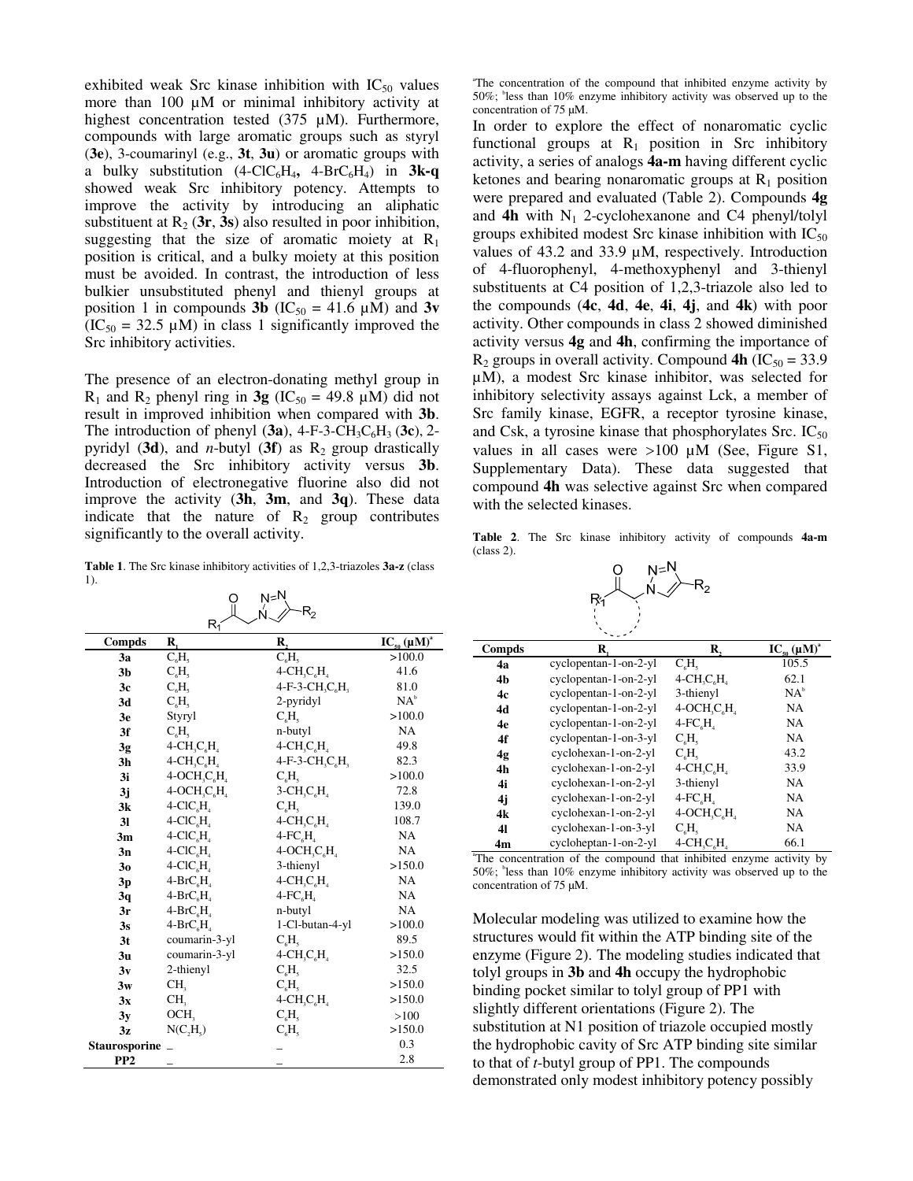exhibited weak Src kinase inhibition with $IC_{50}$ values more than 100 μM or minimal inhibitory activity at highest concentration tested (375 μM). Furthermore, compounds with large aromatic groups such as styryl (**3e**), 3-coumarinyl (e.g., **3t**, **3u**) or aromatic groups with a bulky substitution (4-$ClC_6H_4$, 4-$BrC_6H_4$) in **3k-q** showed weak Src inhibitory potency. Attempts to improve the activity by introducing an aliphatic substituent at $R_2$ (**3r**, **3s**) also resulted in poor inhibition, suggesting that the size of aromatic moiety at $R_1$ position is critical, and a bulky moiety at this position must be avoided. In contrast, the introduction of less bulkier unsubstituted phenyl and thienyl groups at position 1 in compounds **3b** ($IC_{50}$ = 41.6 μM) and **3v** ($IC_{50}$ = 32.5 μM) in class 1 significantly improved the Src inhibitory activities.

The presence of an electron-donating methyl group in $R_1$ and $R_2$ phenyl ring in **3g** ($IC_{50}$ = 49.8 μM) did not result in improved inhibition when compared with **3b**. The introduction of phenyl (**3a**), 4-F-3-$CH_3C_6H_3$ (**3c**), 2-pyridyl (**3d**), and *n*-butyl (**3f**) as $R_2$ group drastically decreased the Src inhibitory activity versus **3b**. Introduction of electronegative fluorine also did not improve the activity (**3h**, **3m**, and **3q**). These data indicate that the nature of $R_2$ group contributes significantly to the overall activity.

**Table 1**. The Src kinase inhibitory activities of 1,2,3-triazoles **3a-z** (class 1).

| Compds | $R_1$ | $R_2$ | $IC_{50}$ (μM)[a] |
|---|---|---|---|
| **3a** | $C_6H_5$ | $C_6H_5$ | >100.0 |
| **3b** | $C_6H_5$ | 4-$CH_3C_6H_4$ | 41.6 |
| **3c** | $C_6H_5$ | 4-F-3-$CH_3C_6H_3$ | 81.0 |
| **3d** | $C_6H_5$ | 2-pyridyl | NA[b] |
| **3e** | Styryl | $C_6H_5$ | >100.0 |
| **3f** | $C_6H_5$ | n-butyl | NA |
| **3g** | 4-$CH_3C_6H_4$ | 4-$CH_3C_6H_4$ | 49.8 |
| **3h** | 4-$CH_3C_6H_4$ | 4-F-3-$CH_3C_6H_3$ | 82.3 |
| **3i** | 4-$OCH_3C_6H_4$ | $C_6H_5$ | >100.0 |
| **3j** | 4-$OCH_3C_6H_4$ | 3-$CH_3C_6H_4$ | 72.8 |
| **3k** | 4-$ClC_6H_4$ | $C_6H_5$ | 139.0 |
| **3l** | 4-$ClC_6H_4$ | 4-$CH_3C_6H_4$ | 108.7 |
| **3m** | 4-$ClC_6H_4$ | 4-$FC_6H_4$ | NA |
| **3n** | 4-$ClC_6H_4$ | 4-$OCH_3C_6H_4$ | NA |
| **3o** | 4-$ClC_6H_4$ | 3-thienyl | >150.0 |
| **3p** | 4-$BrC_6H_4$ | 4-$CH_3C_6H_4$ | NA |
| **3q** | 4-$BrC_6H_4$ | 4-$FC_6H_4$ | NA |
| **3r** | 4-$BrC_6H_4$ | n-butyl | NA |
| **3s** | 4-$BrC_6H_4$ | 1-Cl-butan-4-yl | >100.0 |
| **3t** | coumarin-3-yl | $C_6H_5$ | 89.5 |
| **3u** | coumarin-3-yl | 4-$CH_3C_6H_4$ | >150.0 |
| **3v** | 2-thienyl | $C_6H_5$ | 32.5 |
| **3w** | $CH_3$ | $C_6H_5$ | >150.0 |
| **3x** | $CH_3$ | 4-$CH_3C_6H_4$ | >150.0 |
| **3y** | $OCH_3$ | $C_6H_5$ | >100 |
| **3z** | $N(C_2H_5)$ | $C_6H_5$ | >150.0 |
| **Staurosporine** | – | – | 0.3 |
| **PP2** | – | – | 2.8 |

[a]The concentration of the compound that inhibited enzyme activity by 50%; [b]less than 10% enzyme inhibitory activity was observed up to the concentration of 75 μM.

In order to explore the effect of nonaromatic cyclic functional groups at $R_1$ position in Src inhibitory activity, a series of analogs **4a-m** having different cyclic ketones and bearing nonaromatic groups at $R_1$ position were prepared and evaluated (Table 2). Compounds **4g** and **4h** with $N_1$ 2-cyclohexanone and C4 phenyl/tolyl groups exhibited modest Src kinase inhibition with $IC_{50}$ values of 43.2 and 33.9 μM, respectively. Introduction of 4-fluorophenyl, 4-methoxyphenyl and 3-thienyl substituents at C4 position of 1,2,3-triazole also led to the compounds (**4c**, **4d**, **4e**, **4i**, **4j**, and **4k**) with poor activity. Other compounds in class 2 showed diminished activity versus **4g** and **4h**, confirming the importance of $R_2$ groups in overall activity. Compound **4h** ($IC_{50}$ = 33.9 μM), a modest Src kinase inhibitor, was selected for inhibitory selectivity assays against Lck, a member of Src family kinase, EGFR, a receptor tyrosine kinase, and Csk, a tyrosine kinase that phosphorylates Src. $IC_{50}$ values in all cases were >100 μM (See, Figure S1, Supplementary Data). These data suggested that compound **4h** was selective against Src when compared with the selected kinases.

**Table 2**. The Src kinase inhibitory activity of compounds **4a-m** (class 2).

| Compds | $R_1$ | $R_2$ | $IC_{50}$ (μM)[a] |
|---|---|---|---|
| **4a** | cyclopentan-1-on-2-yl | $C_6H_5$ | 105.5 |
| **4b** | cyclopentan-1-on-2-yl | 4-$CH_3C_6H_4$ | 62.1 |
| **4c** | cyclopentan-1-on-2-yl | 3-thienyl | NA[b] |
| **4d** | cyclopentan-1-on-2-yl | 4-$OCH_3C_6H_4$ | NA |
| **4e** | cyclopentan-1-on-2-yl | 4-$FC_6H_4$ | NA |
| **4f** | cyclopentan-1-on-3-yl | $C_6H_5$ | NA |
| **4g** | cyclohexan-1-on-2-yl | $C_6H_5$ | 43.2 |
| **4h** | cyclohexan-1-on-2-yl | 4-$CH_3C_6H_4$ | 33.9 |
| **4i** | cyclohexan-1-on-2-yl | 3-thienyl | NA |
| **4j** | cyclohexan-1-on-2-yl | 4-$FC_6H_4$ | NA |
| **4k** | cyclohexan-1-on-2-yl | 4-$OCH_3C_6H_4$ | NA |
| **4l** | cyclohexan-1-on-3-yl | $C_6H_5$ | NA |
| **4m** | cycloheptan-1-on-2-yl | 4-$CH_3C_6H_4$ | 66.1 |

[a]The concentration of the compound that inhibited enzyme activity by 50%; [b]less than 10% enzyme inhibitory activity was observed up to the concentration of 75 μM.

Molecular modeling was utilized to examine how the structures would fit within the ATP binding site of the enzyme (Figure 2). The modeling studies indicated that tolyl groups in **3b** and **4h** occupy the hydrophobic binding pocket similar to tolyl group of PP1 with slightly different orientations (Figure 2). The substitution at N1 position of triazole occupied mostly the hydrophobic cavity of Src ATP binding site similar to that of *t*-butyl group of PP1. The compounds demonstrated only modest inhibitory potency possibly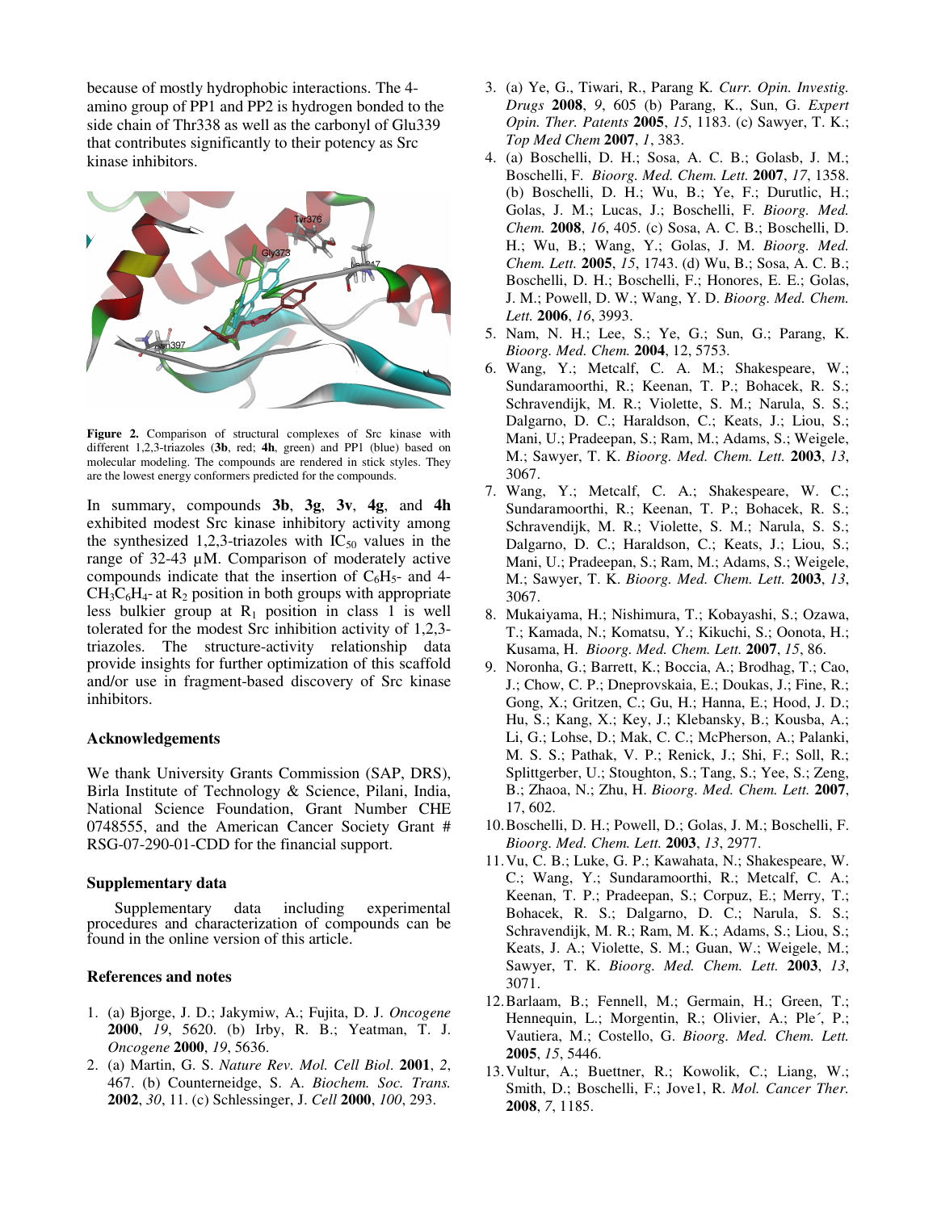because of mostly hydrophobic interactions. The 4-amino group of PP1 and PP2 is hydrogen bonded to the side chain of Thr338 as well as the carbonyl of Glu339 that contributes significantly to their potency as Src kinase inhibitors.

**Figure 2.** Comparison of structural complexes of Src kinase with different 1,2,3-triazoles (**3b**, red; **4h**, green) and PP1 (blue) based on molecular modeling. The compounds are rendered in stick styles. They are the lowest energy conformers predicted for the compounds.

In summary, compounds **3b**, **3g**, **3v**, **4g**, and **4h** exhibited modest Src kinase inhibitory activity among the synthesized 1,2,3-triazoles with $IC_{50}$ values in the range of 32-43 µM. Comparison of moderately active compounds indicate that the insertion of $C_6H_5$- and 4-$CH_3C_6H_4$- at $R_2$ position in both groups with appropriate less bulkier group at $R_1$ position in class 1 is well tolerated for the modest Src inhibition activity of 1,2,3-triazoles. The structure-activity relationship data provide insights for further optimization of this scaffold and/or use in fragment-based discovery of Src kinase inhibitors.

### Acknowledgements

We thank University Grants Commission (SAP, DRS), Birla Institute of Technology & Science, Pilani, India, National Science Foundation, Grant Number CHE 0748555, and the American Cancer Society Grant # RSG-07-290-01-CDD for the financial support.

### Supplementary data

Supplementary data including experimental procedures and characterization of compounds can be found in the online version of this article.

### References and notes

1. (a) Bjorge, J. D.; Jakymiw, A.; Fujita, D. J. *Oncogene* **2000**, *19*, 5620. (b) Irby, R. B.; Yeatman, T. J. *Oncogene* **2000**, *19*, 5636.
2. (a) Martin, G. S. *Nature Rev. Mol. Cell Biol*. **2001**, *2*, 467. (b) Counterneidge, S. A. *Biochem. Soc. Trans.* **2002**, *30*, 11. (c) Schlessinger, J. *Cell* **2000**, *100*, 293.
3. (a) Ye, G., Tiwari, R., Parang K. *Curr. Opin. Investig. Drugs* **2008**, *9*, 605 (b) Parang, K., Sun, G. *Expert Opin. Ther. Patents* **2005**, *15*, 1183. (c) Sawyer, T. K.; *Top Med Chem* **2007**, *1*, 383.
4. (a) Boschelli, D. H.; Sosa, A. C. B.; Golasb, J. M.; Boschelli, F. *Bioorg. Med. Chem. Lett.* **2007**, *17*, 1358. (b) Boschelli, D. H.; Wu, B.; Ye, F.; Durutlic, H.; Golas, J. M.; Lucas, J.; Boschelli, F. *Bioorg. Med. Chem.* **2008**, *16*, 405. (c) Sosa, A. C. B.; Boschelli, D. H.; Wu, B.; Wang, Y.; Golas, J. M. *Bioorg. Med. Chem. Lett.* **2005**, *15*, 1743. (d) Wu, B.; Sosa, A. C. B.; Boschelli, D. H.; Boschelli, F.; Honores, E. E.; Golas, J. M.; Powell, D. W.; Wang, Y. D. *Bioorg. Med. Chem. Lett.* **2006**, *16*, 3993.
5. Nam, N. H.; Lee, S.; Ye, G.; Sun, G.; Parang, K. *Bioorg. Med. Chem.* **2004**, 12, 5753.
6. Wang, Y.; Metcalf, C. A. M.; Shakespeare, W.; Sundaramoorthi, R.; Keenan, T. P.; Bohacek, R. S.; Schravendijk, M. R.; Violette, S. M.; Narula, S. S.; Dalgarno, D. C.; Haraldson, C.; Keats, J.; Liou, S.; Mani, U.; Pradeepan, S.; Ram, M.; Adams, S.; Weigele, M.; Sawyer, T. K. *Bioorg. Med. Chem. Lett.* **2003**, *13*, 3067.
7. Wang, Y.; Metcalf, C. A.; Shakespeare, W. C.; Sundaramoorthi, R.; Keenan, T. P.; Bohacek, R. S.; Schravendijk, M. R.; Violette, S. M.; Narula, S. S.; Dalgarno, D. C.; Haraldson, C.; Keats, J.; Liou, S.; Mani, U.; Pradeepan, S.; Ram, M.; Adams, S.; Weigele, M.; Sawyer, T. K. *Bioorg. Med. Chem. Lett.* **2003**, *13*, 3067.
8. Mukaiyama, H.; Nishimura, T.; Kobayashi, S.; Ozawa, T.; Kamada, N.; Komatsu, Y.; Kikuchi, S.; Oonota, H.; Kusama, H. *Bioorg. Med. Chem. Lett.* **2007**, *15*, 86.
9. Noronha, G.; Barrett, K.; Boccia, A.; Brodhag, T.; Cao, J.; Chow, C. P.; Dneprovskaia, E.; Doukas, J.; Fine, R.; Gong, X.; Gritzen, C.; Gu, H.; Hanna, E.; Hood, J. D.; Hu, S.; Kang, X.; Key, J.; Klebansky, B.; Kousba, A.; Li, G.; Lohse, D.; Mak, C. C.; McPherson, A.; Palanki, M. S. S.; Pathak, V. P.; Renick, J.; Shi, F.; Soll, R.; Splittgerber, U.; Stoughton, S.; Tang, S.; Yee, S.; Zeng, B.; Zhaoa, N.; Zhu, H. *Bioorg. Med. Chem. Lett.* **2007**, 17, 602.
10. Boschelli, D. H.; Powell, D.; Golas, J. M.; Boschelli, F. *Bioorg. Med. Chem. Lett.* **2003**, *13*, 2977.
11. Vu, C. B.; Luke, G. P.; Kawahata, N.; Shakespeare, W. C.; Wang, Y.; Sundaramoorthi, R.; Metcalf, C. A.; Keenan, T. P.; Pradeepan, S.; Corpuz, E.; Merry, T.; Bohacek, R. S.; Dalgarno, D. C.; Narula, S. S.; Schravendijk, M. R.; Ram, M. K.; Adams, S.; Liou, S.; Keats, J. A.; Violette, S. M.; Guan, W.; Weigele, M.; Sawyer, T. K. *Bioorg. Med. Chem. Lett.* **2003**, *13*, 3071.
12. Barlaam, B.; Fennell, M.; Germain, H.; Green, T.; Hennequin, L.; Morgentin, R.; Olivier, A.; Ple´, P.; Vautiera, M.; Costello, G. *Bioorg. Med. Chem. Lett.* **2005**, *15*, 5446.
13. Vultur, A.; Buettner, R.; Kowolik, C.; Liang, W.; Smith, D.; Boschelli, F.; Jove1, R. *Mol. Cancer Ther.* **2008**, *7*, 1185.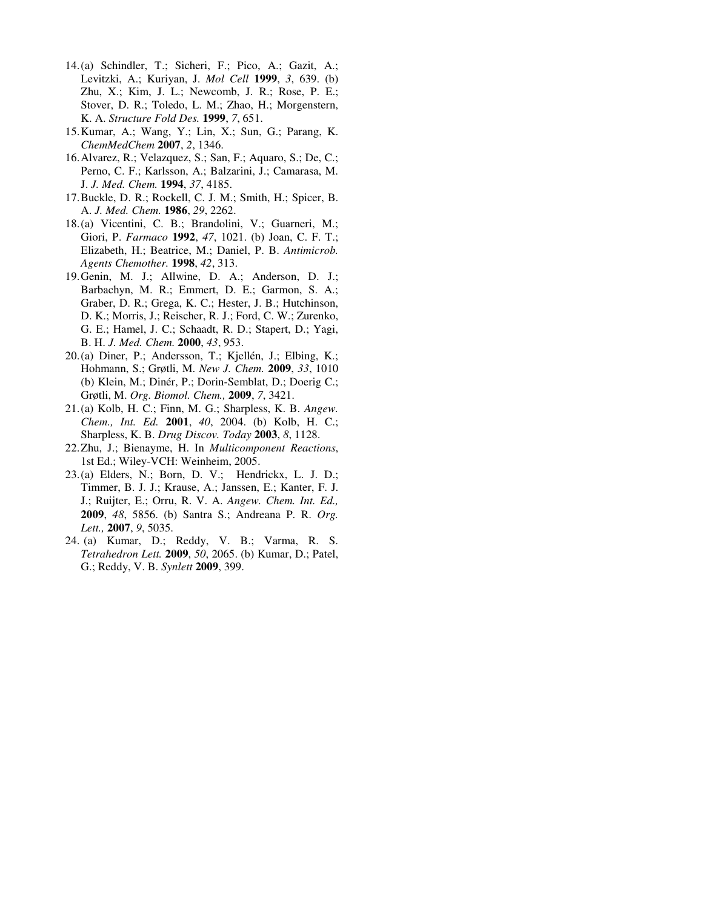14. (a) Schindler, T.; Sicheri, F.; Pico, A.; Gazit, A.; Levitzki, A.; Kuriyan, J. *Mol Cell* **1999**, *3*, 639. (b) Zhu, X.; Kim, J. L.; Newcomb, J. R.; Rose, P. E.; Stover, D. R.; Toledo, L. M.; Zhao, H.; Morgenstern, K. A. *Structure Fold Des.* **1999**, *7*, 651.
15. Kumar, A.; Wang, Y.; Lin, X.; Sun, G.; Parang, K. *ChemMedChem* **2007**, *2*, 1346.
16. Alvarez, R.; Velazquez, S.; San, F.; Aquaro, S.; De, C.; Perno, C. F.; Karlsson, A.; Balzarini, J.; Camarasa, M. J. *J. Med. Chem.* **1994**, *37*, 4185.
17. Buckle, D. R.; Rockell, C. J. M.; Smith, H.; Spicer, B. A. *J. Med. Chem.* **1986**, *29*, 2262.
18. (a) Vicentini, C. B.; Brandolini, V.; Guarneri, M.; Giori, P. *Farmaco* **1992**, *47*, 1021. (b) Joan, C. F. T.; Elizabeth, H.; Beatrice, M.; Daniel, P. B. *Antimicrob. Agents Chemother.* **1998**, *42*, 313.
19. Genin, M. J.; Allwine, D. A.; Anderson, D. J.; Barbachyn, M. R.; Emmert, D. E.; Garmon, S. A.; Graber, D. R.; Grega, K. C.; Hester, J. B.; Hutchinson, D. K.; Morris, J.; Reischer, R. J.; Ford, C. W.; Zurenko, G. E.; Hamel, J. C.; Schaadt, R. D.; Stapert, D.; Yagi, B. H. *J. Med. Chem.* **2000**, *43*, 953.
20. (a) Diner, P.; Andersson, T.; Kjellén, J.; Elbing, K.; Hohmann, S.; Grøtli, M. *New J. Chem.* **2009**, *33*, 1010 (b) Klein, M.; Dinér, P.; Dorin-Semblat, D.; Doerig C.; Grøtli, M. *Org. Biomol. Chem.,* **2009**, *7*, 3421.
21. (a) Kolb, H. C.; Finn, M. G.; Sharpless, K. B. *Angew. Chem., Int. Ed.* **2001**, *40*, 2004. (b) Kolb, H. C.; Sharpless, K. B. *Drug Discov. Today* **2003**, *8*, 1128.
22. Zhu, J.; Bienayme, H. In *Multicomponent Reactions*, 1st Ed.; Wiley-VCH: Weinheim, 2005.
23. (a) Elders, N.; Born, D. V.; Hendrickx, L. J. D.; Timmer, B. J. J.; Krause, A.; Janssen, E.; Kanter, F. J. J.; Ruijter, E.; Orru, R. V. A. *Angew. Chem. Int. Ed.,* **2009**, *48*, 5856. (b) Santra S.; Andreana P. R. *Org. Lett.,* **2007**, *9*, 5035.
24. (a) Kumar, D.; Reddy, V. B.; Varma, R. S. *Tetrahedron Lett.* **2009**, *50*, 2065. (b) Kumar, D.; Patel, G.; Reddy, V. B. *Synlett* **2009**, 399.